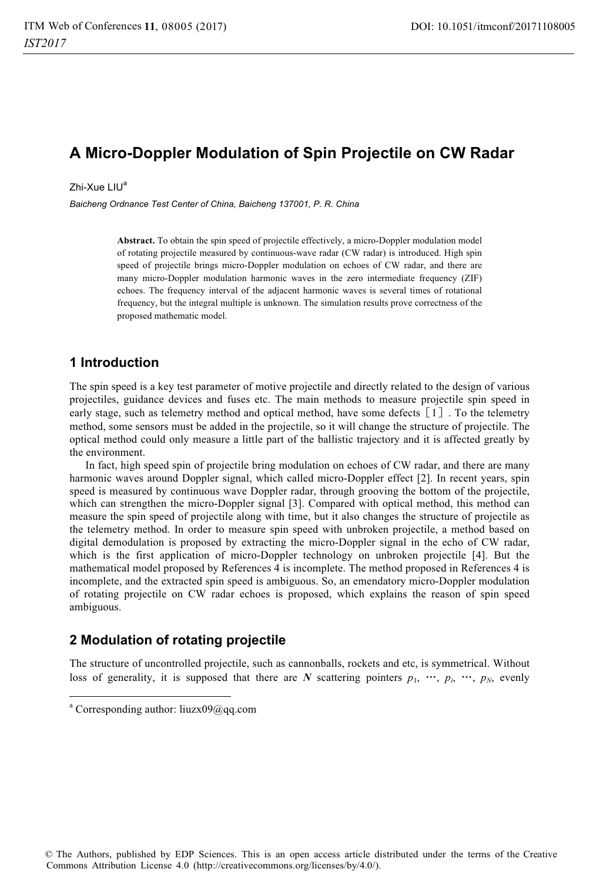# A Micro-Doppler Modulation of Spin Projectile on CW Radar

Zhi-Xue LIU[a]

*Baicheng Ordnance Test Center of China, Baicheng 137001, P. R. China*

**Abstract.** To obtain the spin speed of projectile effectively, a micro-Doppler modulation model of rotating projectile measured by continuous-wave radar (CW radar) is introduced. High spin speed of projectile brings micro-Doppler modulation on echoes of CW radar, and there are many micro-Doppler modulation harmonic waves in the zero intermediate frequency (ZIF) echoes. The frequency interval of the adjacent harmonic waves is several times of rotational frequency, but the integral multiple is unknown. The simulation results prove correctness of the proposed mathematic model.

## 1 Introduction

The spin speed is a key test parameter of motive projectile and directly related to the design of various projectiles, guidance devices and fuses etc. The main methods to measure projectile spin speed in early stage, such as telemetry method and optical method, have some defects [1]. To the telemetry method, some sensors must be added in the projectile, so it will change the structure of projectile. The optical method could only measure a little part of the ballistic trajectory and it is affected greatly by the environment.

In fact, high speed spin of projectile bring modulation on echoes of CW radar, and there are many harmonic waves around Doppler signal, which called micro-Doppler effect [2]. In recent years, spin speed is measured by continuous wave Doppler radar, through grooving the bottom of the projectile, which can strengthen the micro-Doppler signal [3]. Compared with optical method, this method can measure the spin speed of projectile along with time, but it also changes the structure of projectile as the telemetry method. In order to measure spin speed with unbroken projectile, a method based on digital demodulation is proposed by extracting the micro-Doppler signal in the echo of CW radar, which is the first application of micro-Doppler technology on unbroken projectile [4]. But the mathematical model proposed by References 4 is incomplete. The method proposed in References 4 is incomplete, and the extracted spin speed is ambiguous. So, an emendatory micro-Doppler modulation of rotating projectile on CW radar echoes is proposed, which explains the reason of spin speed ambiguous.

## 2 Modulation of rotating projectile

The structure of uncontrolled projectile, such as cannonballs, rockets and etc, is symmetrical. Without loss of generality, it is supposed that there are $\boldsymbol{N}$ scattering pointers $p_1$, $\cdots$, $p_i$, $\cdots$, $p_N$, evenly

[a] Corresponding author: liuzx09@qq.com

© The Authors, published by EDP Sciences. This is an open access article distributed under the terms of the Creative Commons Attribution License 4.0 (http://creativecommons.org/licenses/by/4.0/).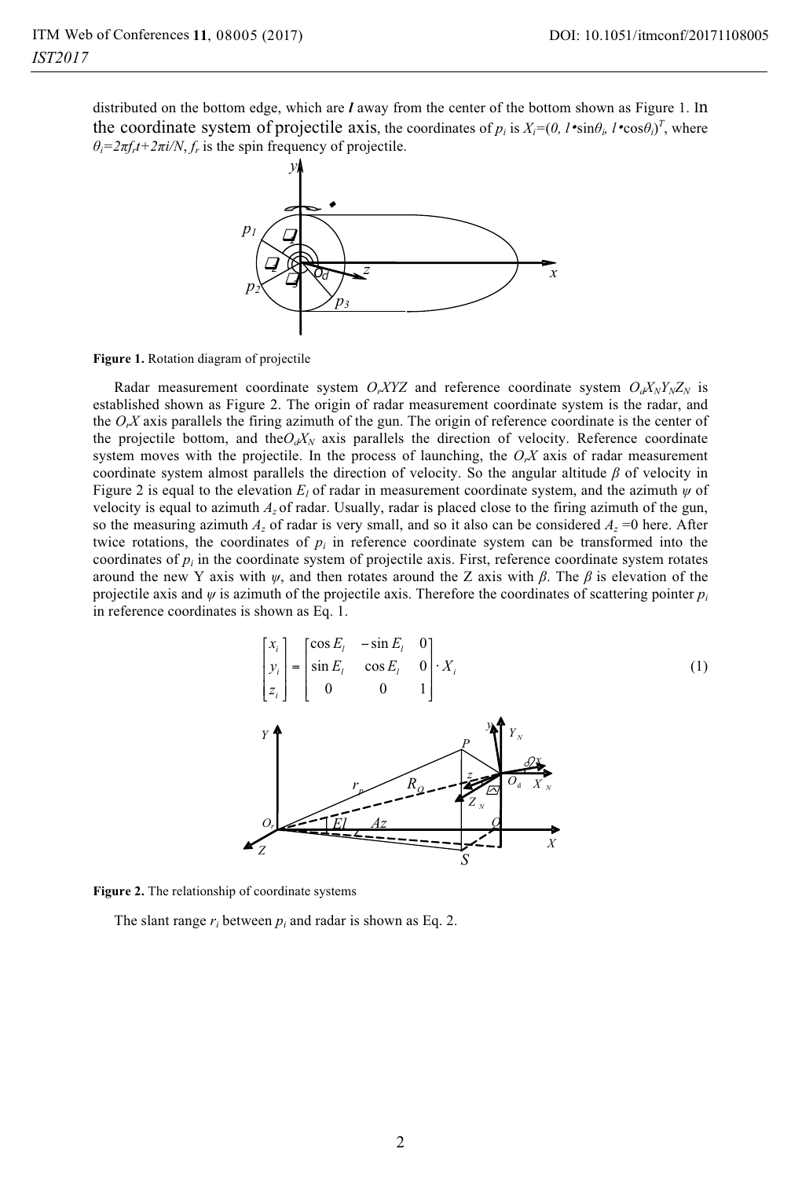distributed on the bottom edge, which are $l$ away from the center of the bottom shown as Figure 1. In the coordinate system of projectile axis, the coordinates of $p_i$ is $X_i=(0, l \cdot \sin\theta_i, l \cdot \cos\theta_i)^T$, where $\theta_i=2\pi f_r t+2\pi i/N$, $f_r$ is the spin frequency of projectile.

**Figure 1.** Rotation diagram of projectile

Radar measurement coordinate system $O_rXYZ$ and reference coordinate system $O_dX_NY_NZ_N$ is established shown as Figure 2. The origin of radar measurement coordinate system is the radar, and the $O_rX$ axis parallels the firing azimuth of the gun. The origin of reference coordinate is the center of the projectile bottom, and the $O_dX_N$ axis parallels the direction of velocity. Reference coordinate system moves with the projectile. In the process of launching, the $O_rX$ axis of radar measurement coordinate system almost parallels the direction of velocity. So the angular altitude $\beta$ of velocity in Figure 2 is equal to the elevation $E_l$ of radar in measurement coordinate system, and the azimuth $\psi$ of velocity is equal to azimuth $A_z$ of radar. Usually, radar is placed close to the firing azimuth of the gun, so the measuring azimuth $A_z$ of radar is very small, and so it also can be considered $A_z$ =0 here. After twice rotations, the coordinates of $p_i$ in reference coordinate system can be transformed into the coordinates of $p_i$ in the coordinate system of projectile axis. First, reference coordinate system rotates around the new Y axis with $\psi$, and then rotates around the Z axis with $\beta$. The $\beta$ is elevation of the projectile axis and $\psi$ is azimuth of the projectile axis. Therefore the coordinates of scattering pointer $p_i$ in reference coordinates is shown as Eq. 1.

$$\begin{bmatrix} x_i \\ y_i \\ z_i \end{bmatrix} = \begin{bmatrix} \cos E_l & -\sin E_l & 0 \\ \sin E_l & \cos E_l & 0 \\ 0 & 0 & 1 \end{bmatrix} \cdot X_i \tag{1}$$

**Figure 2.** The relationship of coordinate systems

The slant range $r_i$ between $p_i$ and radar is shown as Eq. 2.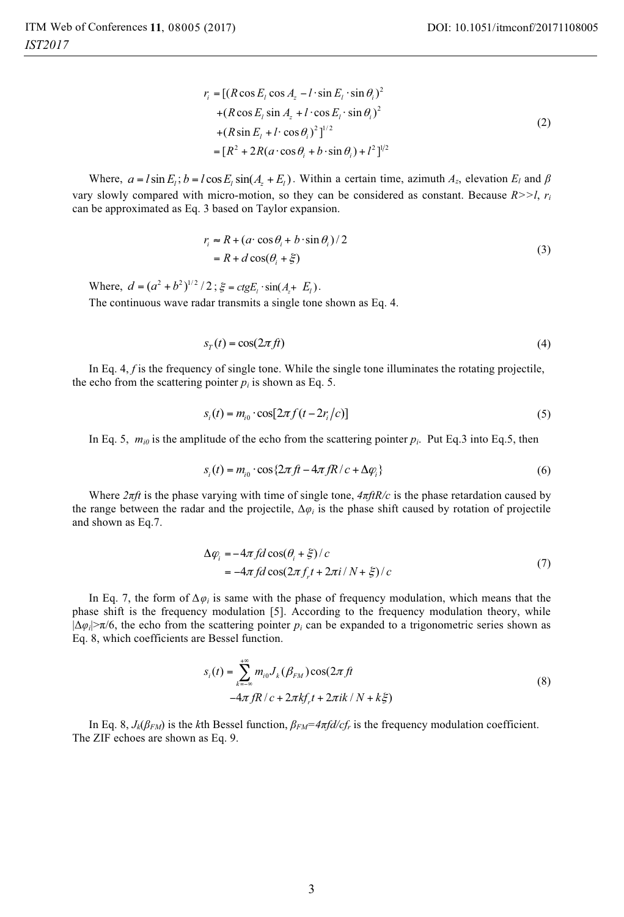$$
\begin{aligned}
r_i &= [(R\cos E_l \cos A_z - l\cdot \sin E_l \cdot \sin\theta_i)^2 \\
&\quad +(R\cos E_l \sin A_z + l\cdot \cos E_l \cdot \sin\theta_i)^2 \\
&\quad +(R\sin E_l + l\cdot \cos\theta_i)^2]^{1/2} \\
&= [R^2 + 2R(a\cdot\cos\theta_i + b\cdot\sin\theta_i) + l^2]^{1/2}
\end{aligned} \tag{2}
$$

Where, $a = l\sin E_l ; b = l\cos E_l \sin(A_z + E_l)$. Within a certain time, azimuth $A_z$, elevation $E_l$ and $\beta$ vary slowly compared with micro-motion, so they can be considered as constant. Because $R>>l$, $r_i$ can be approximated as Eq. 3 based on Taylor expansion.

$$
\begin{aligned}
r_i &\approx R + (a\cdot\cos\theta_i + b\cdot\sin\theta_i)/2 \\
&= R + d\cos(\theta_i + \xi)
\end{aligned} \tag{3}
$$

Where, $d = (a^2 + b^2)^{1/2}/2 ; \xi = ctgE_l \cdot \sin(A_z + E_l)$.

The continuous wave radar transmits a single tone shown as Eq. 4.

$$
s_T(t) = \cos(2\pi f t) \tag{4}
$$

In Eq. 4, $f$ is the frequency of single tone. While the single tone illuminates the rotating projectile, the echo from the scattering pointer $p_i$ is shown as Eq. 5.

$$
s_i(t) = m_{i0} \cdot \cos[2\pi f (t - 2r_i/c)] \tag{5}
$$

In Eq. 5, $m_{i0}$ is the amplitude of the echo from the scattering pointer $p_i$. Put Eq.3 into Eq.5, then

$$
s_i(t) = m_{i0} \cdot \cos\{2\pi f t - 4\pi f R/c + \Delta\varphi_i\} \tag{6}
$$

Where $2\pi ft$ is the phase varying with time of single tone, $4\pi ftR/c$ is the phase retardation caused by the range between the radar and the projectile, $\Delta\varphi_i$ is the phase shift caused by rotation of projectile and shown as Eq.7.

$$
\begin{aligned}
\Delta\varphi_i &= -4\pi f d\cos(\theta_i + \xi)/c \\
&= -4\pi f d\cos(2\pi f_r t + 2\pi i/N + \xi)/c
\end{aligned} \tag{7}
$$

In Eq. 7, the form of $\Delta\varphi_i$ is same with the phase of frequency modulation, which means that the phase shift is the frequency modulation [5]. According to the frequency modulation theory, while $|\Delta\varphi_i|>\pi/6$, the echo from the scattering pointer $p_i$ can be expanded to a trigonometric series shown as Eq. 8, which coefficients are Bessel function.

$$
\begin{aligned}
s_i(t) = \sum_{k=-\infty}^{+\infty} & m_{i0} J_k(\beta_{FM}) \cos(2\pi f t \\
& -4\pi f R/c + 2\pi k f_r t + 2\pi i k/N + k\xi)
\end{aligned} \tag{8}
$$

In Eq. 8, $J_k(\beta_{FM})$ is the $k$th Bessel function, $\beta_{FM}=4\pi fd/cf_r$ is the frequency modulation coefficient. The ZIF echoes are shown as Eq. 9.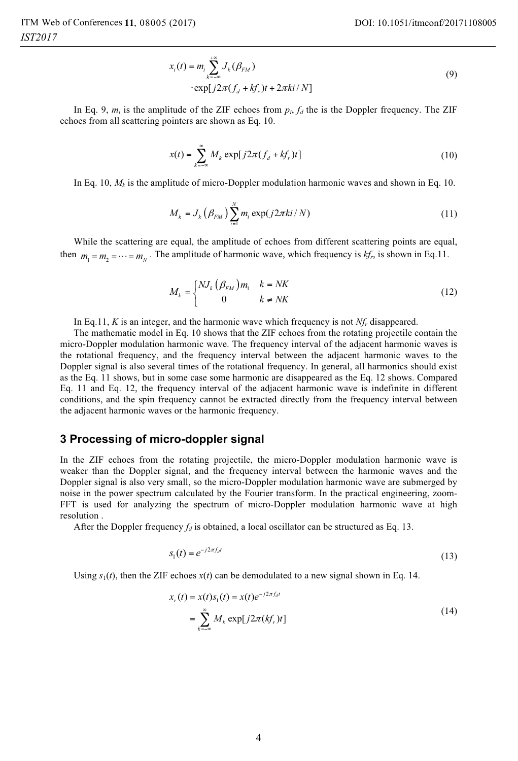$$x_i(t) = m_i \sum_{k=-\infty}^{+\infty} J_k(\beta_{FM}) \cdot \exp[j2\pi(f_d + kf_r)t + 2\pi ki/N] \tag{9}$$

In Eq. 9, $m_i$ is the amplitude of the ZIF echoes from $p_i$, $f_d$ the is the Doppler frequency. The ZIF echoes from all scattering pointers are shown as Eq. 10.

$$x(t) = \sum_{k=-\infty}^{\infty} M_k \exp[j2\pi(f_d + kf_r)t] \tag{10}$$

In Eq. 10, $M_k$ is the amplitude of micro-Doppler modulation harmonic waves and shown in Eq. 10.

$$M_k = J_k(\beta_{FM}) \sum_{i=1}^{N} m_i \exp(j2\pi ki/N) \tag{11}$$

While the scattering are equal, the amplitude of echoes from different scattering points are equal, then $m_1 = m_2 = \cdots = m_N$. The amplitude of harmonic wave, which frequency is $kf_r$, is shown in Eq.11.

$$M_k = \begin{cases} NJ_k(\beta_{FM})m_1 & k = NK \\ 0 & k \neq NK \end{cases} \tag{12}$$

In Eq.11, $K$ is an integer, and the harmonic wave which frequency is not $Nf_r$ disappeared.

The mathematic model in Eq. 10 shows that the ZIF echoes from the rotating projectile contain the micro-Doppler modulation harmonic wave. The frequency interval of the adjacent harmonic waves is the rotational frequency, and the frequency interval between the adjacent harmonic waves to the Doppler signal is also several times of the rotational frequency. In general, all harmonics should exist as the Eq. 11 shows, but in some case some harmonic are disappeared as the Eq. 12 shows. Compared Eq. 11 and Eq. 12, the frequency interval of the adjacent harmonic wave is indefinite in different conditions, and the spin frequency cannot be extracted directly from the frequency interval between the adjacent harmonic waves or the harmonic frequency.

## 3 Processing of micro-doppler signal

In the ZIF echoes from the rotating projectile, the micro-Doppler modulation harmonic wave is weaker than the Doppler signal, and the frequency interval between the harmonic waves and the Doppler signal is also very small, so the micro-Doppler modulation harmonic wave are submerged by noise in the power spectrum calculated by the Fourier transform. In the practical engineering, zoom-FFT is used for analyzing the spectrum of micro-Doppler modulation harmonic wave at high resolution .

After the Doppler frequency $f_d$ is obtained, a local oscillator can be structured as Eq. 13.

$$s_1(t) = e^{-j2\pi f_d t} \tag{13}$$

Using $s_1(t)$, then the ZIF echoes $x(t)$ can be demodulated to a new signal shown in Eq. 14.

$$\begin{aligned} x_r(t) &= x(t)s_1(t) = x(t)e^{-j2\pi f_d t} \\ &= \sum_{k=-\infty}^{\infty} M_k \exp[j2\pi(kf_r)t] \end{aligned} \tag{14}$$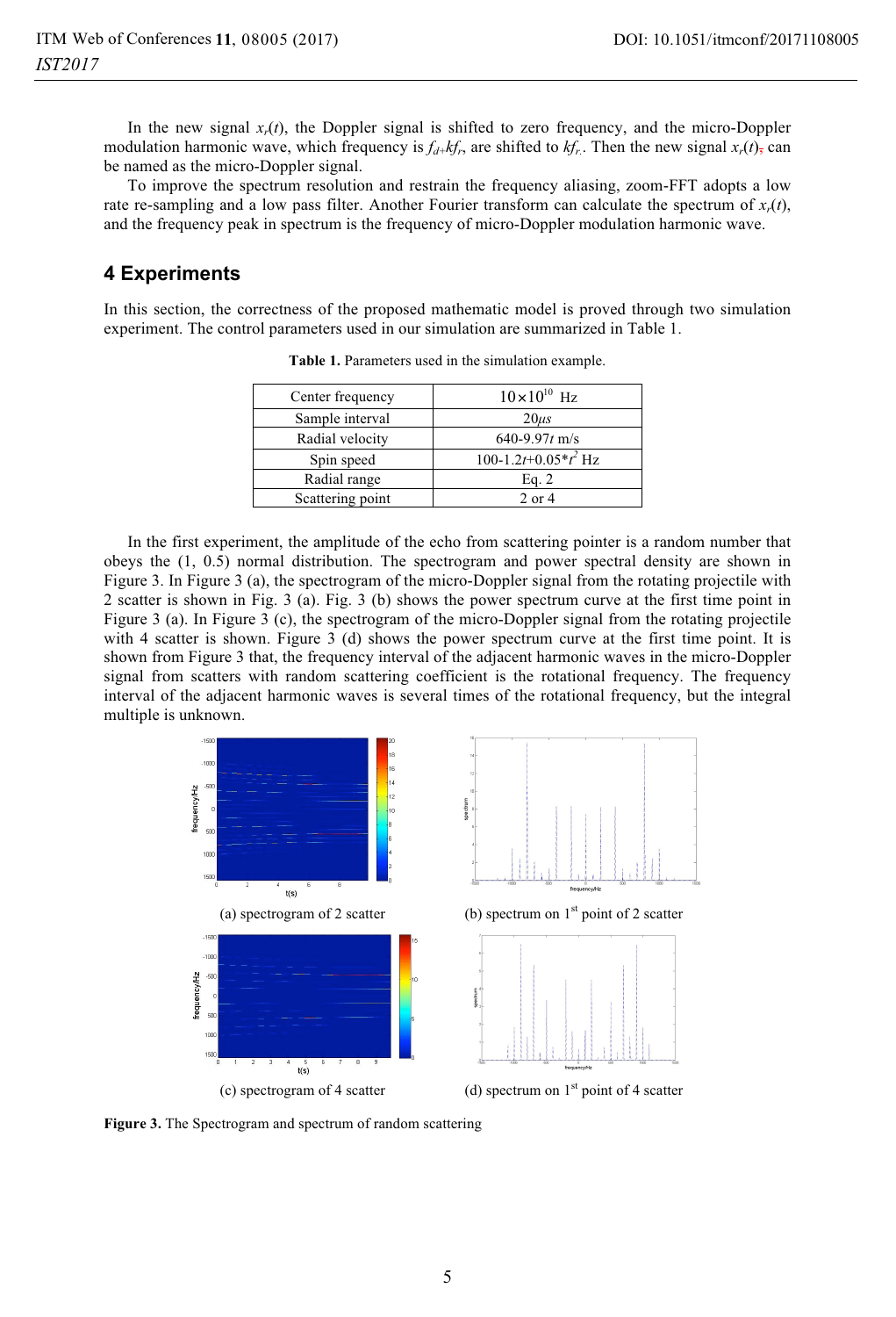In the new signal $x_r(t)$, the Doppler signal is shifted to zero frequency, and the micro-Doppler modulation harmonic wave, which frequency is $f_d+kf_r$, are shifted to $kf_r$. Then the new signal $x_r(t)$ can be named as the micro-Doppler signal.

To improve the spectrum resolution and restrain the frequency aliasing, zoom-FFT adopts a low rate re-sampling and a low pass filter. Another Fourier transform can calculate the spectrum of $x_r(t)$, and the frequency peak in spectrum is the frequency of micro-Doppler modulation harmonic wave.

## 4 Experiments

In this section, the correctness of the proposed mathematic model is proved through two simulation experiment. The control parameters used in our simulation are summarized in Table 1.

**Table 1.** Parameters used in the simulation example.

| | |
|---|---|
| Center frequency | $10\times10^{10}$ Hz |
| Sample interval | $20\mu s$ |
| Radial velocity | $640$-$9.97t$ m/s |
| Spin speed | $100$-$1.2t$+$0.05*t^2$ Hz |
| Radial range | Eq. 2 |
| Scattering point | 2 or 4 |

In the first experiment, the amplitude of the echo from scattering pointer is a random number that obeys the (1, 0.5) normal distribution. The spectrogram and power spectral density are shown in Figure 3. In Figure 3 (a), the spectrogram of the micro-Doppler signal from the rotating projectile with 2 scatter is shown in Fig. 3 (a). Fig. 3 (b) shows the power spectrum curve at the first time point in Figure 3 (a). In Figure 3 (c), the spectrogram of the micro-Doppler signal from the rotating projectile with 4 scatter is shown. Figure 3 (d) shows the power spectrum curve at the first time point. It is shown from Figure 3 that, the frequency interval of the adjacent harmonic waves in the micro-Doppler signal from scatters with random scattering coefficient is the rotational frequency. The frequency interval of the adjacent harmonic waves is several times of the rotational frequency, but the integral multiple is unknown.

(a) spectrogram of 2 scatter

(b) spectrum on 1st point of 2 scatter

(c) spectrogram of 4 scatter

(d) spectrum on 1st point of 4 scatter

**Figure 3.** The Spectrogram and spectrum of random scattering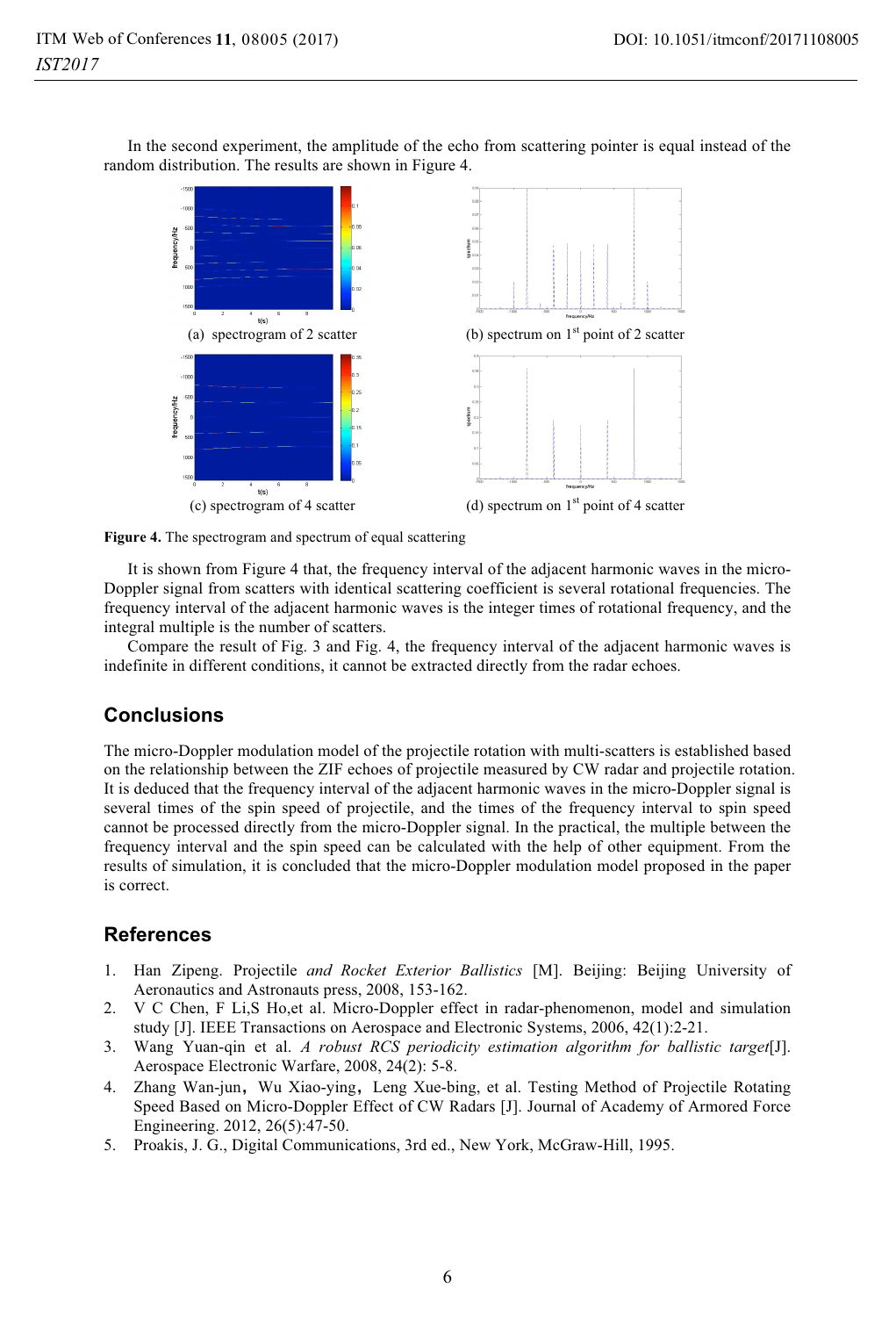In the second experiment, the amplitude of the echo from scattering pointer is equal instead of the random distribution. The results are shown in Figure 4.

(a) spectrogram of 2 scatter

(b) spectrum on 1st point of 2 scatter

(c) spectrogram of 4 scatter

(d) spectrum on 1st point of 4 scatter

**Figure 4.** The spectrogram and spectrum of equal scattering

It is shown from Figure 4 that, the frequency interval of the adjacent harmonic waves in the micro-Doppler signal from scatters with identical scattering coefficient is several rotational frequencies. The frequency interval of the adjacent harmonic waves is the integer times of rotational frequency, and the integral multiple is the number of scatters.

Compare the result of Fig. 3 and Fig. 4, the frequency interval of the adjacent harmonic waves is indefinite in different conditions, it cannot be extracted directly from the radar echoes.

## Conclusions

The micro-Doppler modulation model of the projectile rotation with multi-scatters is established based on the relationship between the ZIF echoes of projectile measured by CW radar and projectile rotation. It is deduced that the frequency interval of the adjacent harmonic waves in the micro-Doppler signal is several times of the spin speed of projectile, and the times of the frequency interval to spin speed cannot be processed directly from the micro-Doppler signal. In the practical, the multiple between the frequency interval and the spin speed can be calculated with the help of other equipment. From the results of simulation, it is concluded that the micro-Doppler modulation model proposed in the paper is correct.

## References

1. Han Zipeng. Projectile *and Rocket Exterior Ballistics* [M]. Beijing: Beijing University of Aeronautics and Astronauts press, 2008, 153-162.
2. V C Chen, F Li,S Ho,et al. Micro-Doppler effect in radar-phenomenon, model and simulation study [J]. IEEE Transactions on Aerospace and Electronic Systems, 2006, 42(1):2-21.
3. Wang Yuan-qin et al. *A robust RCS periodicity estimation algorithm for ballistic target*[J]. Aerospace Electronic Warfare, 2008, 24(2): 5-8.
4. Zhang Wan-jun，Wu Xiao-ying，Leng Xue-bing, et al. Testing Method of Projectile Rotating Speed Based on Micro-Doppler Effect of CW Radars [J]. Journal of Academy of Armored Force Engineering. 2012, 26(5):47-50.
5. Proakis, J. G., Digital Communications, 3rd ed., New York, McGraw-Hill, 1995.